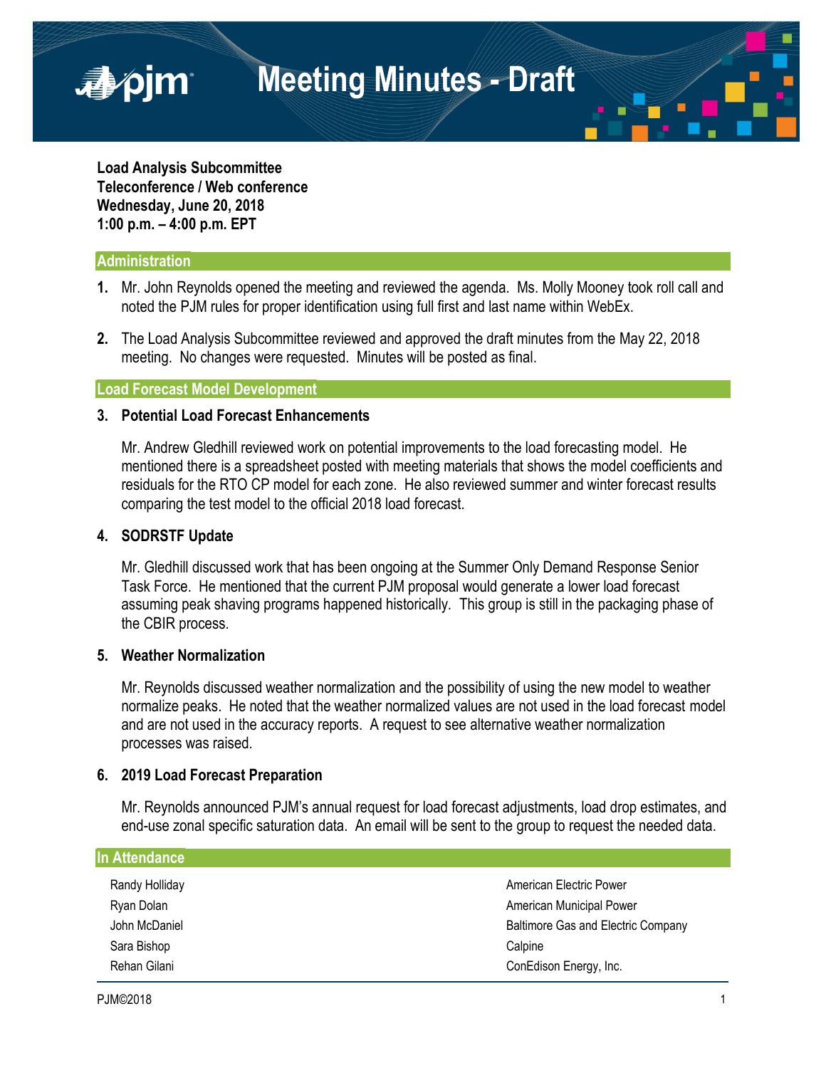# Meeting Minutes - Draft

**Load Analysis Subcommittee**
**Teleconference / Web conference**
**Wednesday, June 20, 2018**
**1:00 p.m. – 4:00 p.m. EPT**

## Administration

1. Mr. John Reynolds opened the meeting and reviewed the agenda. Ms. Molly Mooney took roll call and noted the PJM rules for proper identification using full first and last name within WebEx.

2. The Load Analysis Subcommittee reviewed and approved the draft minutes from the May 22, 2018 meeting. No changes were requested. Minutes will be posted as final.

## Load Forecast Model Development

### 3. Potential Load Forecast Enhancements

Mr. Andrew Gledhill reviewed work on potential improvements to the load forecasting model. He mentioned there is a spreadsheet posted with meeting materials that shows the model coefficients and residuals for the RTO CP model for each zone. He also reviewed summer and winter forecast results comparing the test model to the official 2018 load forecast.

### 4. SODRSTF Update

Mr. Gledhill discussed work that has been ongoing at the Summer Only Demand Response Senior Task Force. He mentioned that the current PJM proposal would generate a lower load forecast assuming peak shaving programs happened historically. This group is still in the packaging phase of the CBIR process.

### 5. Weather Normalization

Mr. Reynolds discussed weather normalization and the possibility of using the new model to weather normalize peaks. He noted that the weather normalized values are not used in the load forecast model and are not used in the accuracy reports. A request to see alternative weather normalization processes was raised.

### 6. 2019 Load Forecast Preparation

Mr. Reynolds announced PJM's annual request for load forecast adjustments, load drop estimates, and end-use zonal specific saturation data. An email will be sent to the group to request the needed data.

## In Attendance

| | |
|---|---|
| Randy Holliday | American Electric Power |
| Ryan Dolan | American Municipal Power |
| John McDaniel | Baltimore Gas and Electric Company |
| Sara Bishop | Calpine |
| Rehan Gilani | ConEdison Energy, Inc. |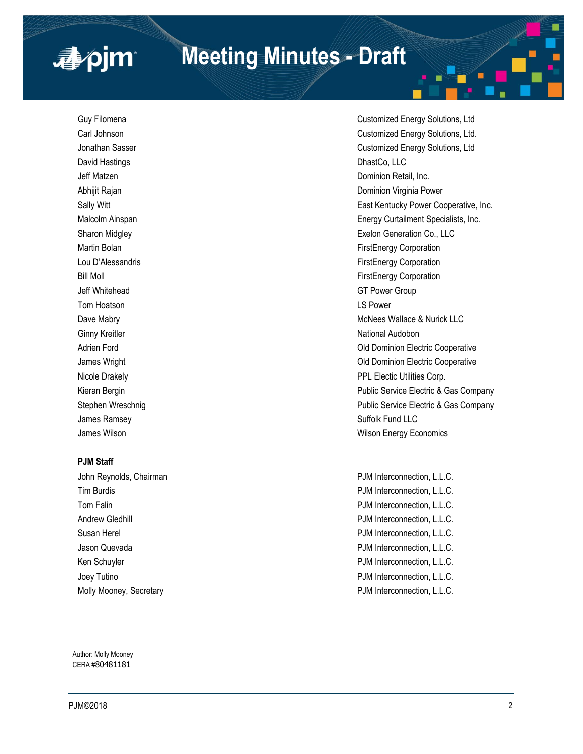| | |
|---|---|
| Guy Filomena | Customized Energy Solutions, Ltd |
| Carl Johnson | Customized Energy Solutions, Ltd. |
| Jonathan Sasser | Customized Energy Solutions, Ltd |
| David Hastings | DhastCo, LLC |
| Jeff Matzen | Dominion Retail, Inc. |
| Abhijit Rajan | Dominion Virginia Power |
| Sally Witt | East Kentucky Power Cooperative, Inc. |
| Malcolm Ainspan | Energy Curtailment Specialists, Inc. |
| Sharon Midgley | Exelon Generation Co., LLC |
| Martin Bolan | FirstEnergy Corporation |
| Lou D'Alessandris | FirstEnergy Corporation |
| Bill Moll | FirstEnergy Corporation |
| Jeff Whitehead | GT Power Group |
| Tom Hoatson | LS Power |
| Dave Mabry | McNees Wallace & Nurick LLC |
| Ginny Kreitler | National Audobon |
| Adrien Ford | Old Dominion Electric Cooperative |
| James Wright | Old Dominion Electric Cooperative |
| Nicole Drakely | PPL Electic Utilities Corp. |
| Kieran Bergin | Public Service Electric & Gas Company |
| Stephen Wreschnig | Public Service Electric & Gas Company |
| James Ramsey | Suffolk Fund LLC |
| James Wilson | Wilson Energy Economics |

**PJM Staff**

| | |
|---|---|
| John Reynolds, Chairman | PJM Interconnection, L.L.C. |
| Tim Burdis | PJM Interconnection, L.L.C. |
| Tom Falin | PJM Interconnection, L.L.C. |
| Andrew Gledhill | PJM Interconnection, L.L.C. |
| Susan Herel | PJM Interconnection, L.L.C. |
| Jason Quevada | PJM Interconnection, L.L.C. |
| Ken Schuyler | PJM Interconnection, L.L.C. |
| Joey Tutino | PJM Interconnection, L.L.C. |
| Molly Mooney, Secretary | PJM Interconnection, L.L.C. |

Author: Molly Mooney
CERA #80481181